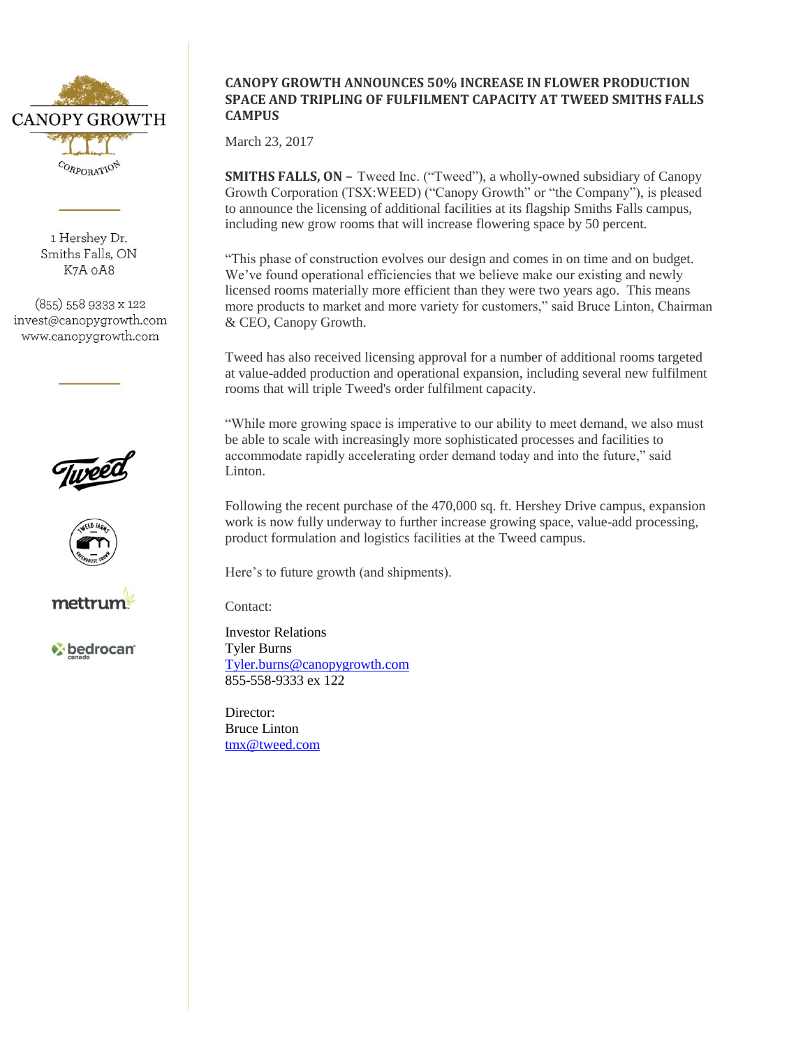CANOPY GROWTH CORPORATION

1 Hershey Dr.
Smiths Falls, ON
K7A 0A8

(855) 558 9333 x 122
invest@canopygrowth.com
www.canopygrowth.com

## CANOPY GROWTH ANNOUNCES 50% INCREASE IN FLOWER PRODUCTION SPACE AND TRIPLING OF FULFILMENT CAPACITY AT TWEED SMITHS FALLS CAMPUS

March 23, 2017

**SMITHS FALLS, ON –** Tweed Inc. ("Tweed"), a wholly-owned subsidiary of Canopy Growth Corporation (TSX:WEED) ("Canopy Growth" or "the Company"), is pleased to announce the licensing of additional facilities at its flagship Smiths Falls campus, including new grow rooms that will increase flowering space by 50 percent.

"This phase of construction evolves our design and comes in on time and on budget. We've found operational efficiencies that we believe make our existing and newly licensed rooms materially more efficient than they were two years ago. This means more products to market and more variety for customers," said Bruce Linton, Chairman & CEO, Canopy Growth.

Tweed has also received licensing approval for a number of additional rooms targeted at value-added production and operational expansion, including several new fulfilment rooms that will triple Tweed's order fulfilment capacity.

"While more growing space is imperative to our ability to meet demand, we also must be able to scale with increasingly more sophisticated processes and facilities to accommodate rapidly accelerating order demand today and into the future," said Linton.

Following the recent purchase of the 470,000 sq. ft. Hershey Drive campus, expansion work is now fully underway to further increase growing space, value-add processing, product formulation and logistics facilities at the Tweed campus.

Here's to future growth (and shipments).

Contact:

Investor Relations
Tyler Burns
Tyler.burns@canopygrowth.com
855-558-9333 ex 122

Director:
Bruce Linton
tmx@tweed.com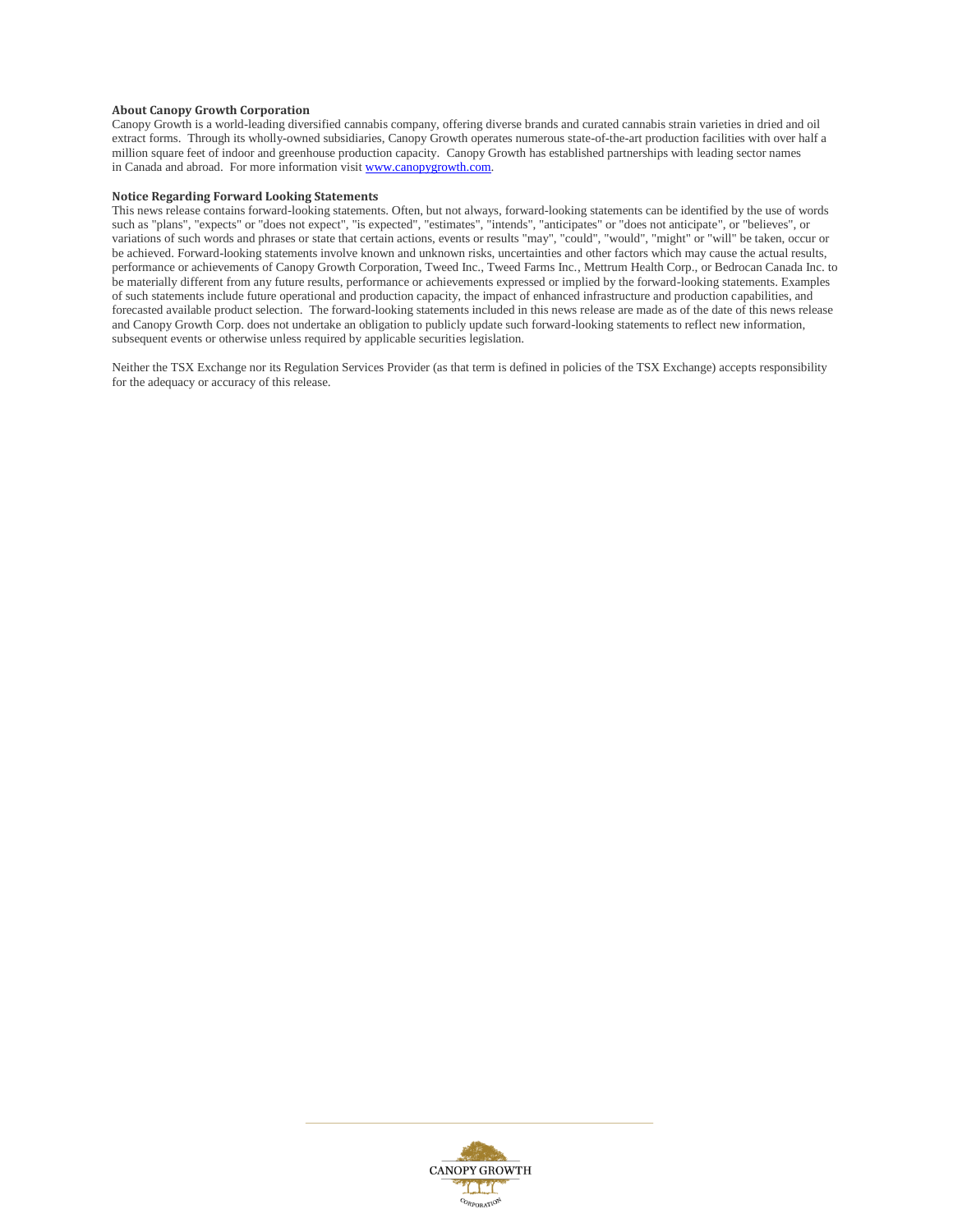**About Canopy Growth Corporation**

Canopy Growth is a world-leading diversified cannabis company, offering diverse brands and curated cannabis strain varieties in dried and oil extract forms. Through its wholly-owned subsidiaries, Canopy Growth operates numerous state-of-the-art production facilities with over half a million square feet of indoor and greenhouse production capacity. Canopy Growth has established partnerships with leading sector names in Canada and abroad. For more information visit [www.canopygrowth.com](http://www.canopygrowth.com).

**Notice Regarding Forward Looking Statements**

This news release contains forward-looking statements. Often, but not always, forward-looking statements can be identified by the use of words such as "plans", "expects" or "does not expect", "is expected", "estimates", "intends", "anticipates" or "does not anticipate", or "believes", or variations of such words and phrases or state that certain actions, events or results "may", "could", "would", "might" or "will" be taken, occur or be achieved. Forward-looking statements involve known and unknown risks, uncertainties and other factors which may cause the actual results, performance or achievements of Canopy Growth Corporation, Tweed Inc., Tweed Farms Inc., Mettrum Health Corp., or Bedrocan Canada Inc. to be materially different from any future results, performance or achievements expressed or implied by the forward-looking statements. Examples of such statements include future operational and production capacity, the impact of enhanced infrastructure and production capabilities, and forecasted available product selection. The forward-looking statements included in this news release are made as of the date of this news release and Canopy Growth Corp. does not undertake an obligation to publicly update such forward-looking statements to reflect new information, subsequent events or otherwise unless required by applicable securities legislation.

Neither the TSX Exchange nor its Regulation Services Provider (as that term is defined in policies of the TSX Exchange) accepts responsibility for the adequacy or accuracy of this release.